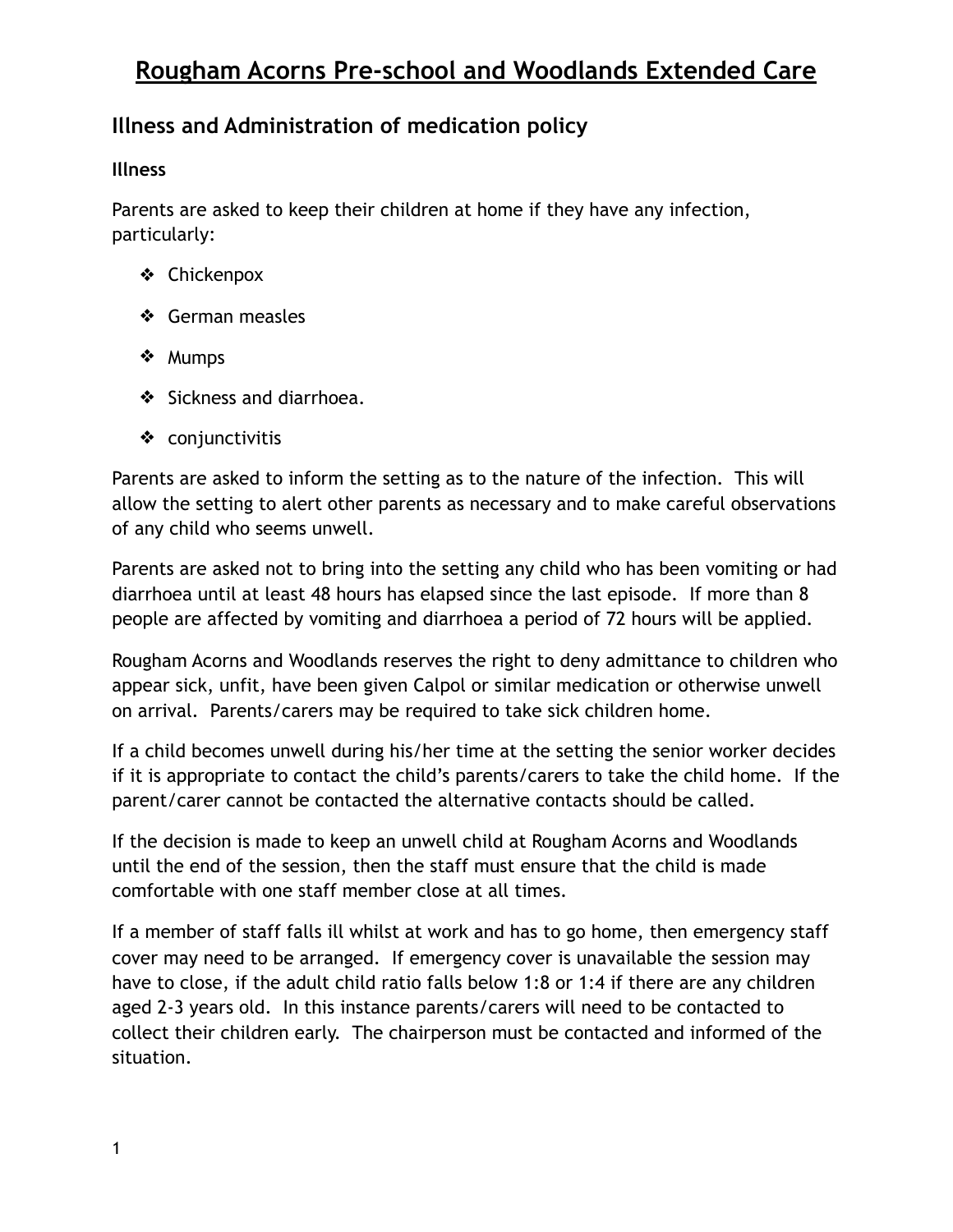# Rougham Acorns Pre-school and Woodlands Extended Care

## Illness and Administration of medication policy

### Illness

Parents are asked to keep their children at home if they have any infection, particularly:

- Chickenpox
- German measles
- Mumps
- Sickness and diarrhoea.
- conjunctivitis

Parents are asked to inform the setting as to the nature of the infection. This will allow the setting to alert other parents as necessary and to make careful observations of any child who seems unwell.

Parents are asked not to bring into the setting any child who has been vomiting or had diarrhoea until at least 48 hours has elapsed since the last episode. If more than 8 people are affected by vomiting and diarrhoea a period of 72 hours will be applied.

Rougham Acorns and Woodlands reserves the right to deny admittance to children who appear sick, unfit, have been given Calpol or similar medication or otherwise unwell on arrival. Parents/carers may be required to take sick children home.

If a child becomes unwell during his/her time at the setting the senior worker decides if it is appropriate to contact the child's parents/carers to take the child home. If the parent/carer cannot be contacted the alternative contacts should be called.

If the decision is made to keep an unwell child at Rougham Acorns and Woodlands until the end of the session, then the staff must ensure that the child is made comfortable with one staff member close at all times.

If a member of staff falls ill whilst at work and has to go home, then emergency staff cover may need to be arranged. If emergency cover is unavailable the session may have to close, if the adult child ratio falls below 1:8 or 1:4 if there are any children aged 2-3 years old. In this instance parents/carers will need to be contacted to collect their children early. The chairperson must be contacted and informed of the situation.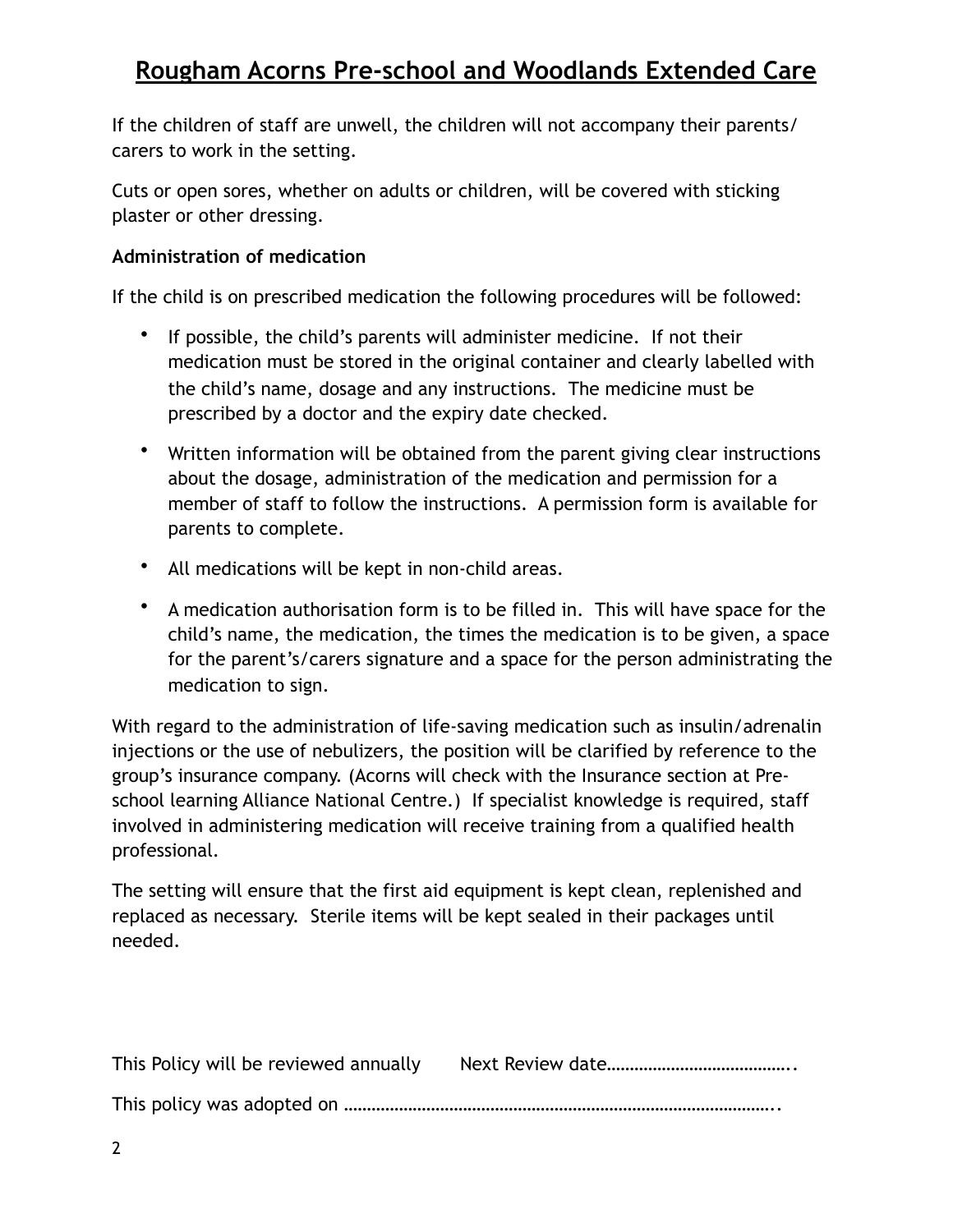If the children of staff are unwell, the children will not accompany their parents/ carers to work in the setting.

Cuts or open sores, whether on adults or children, will be covered with sticking plaster or other dressing.

**Administration of medication**

If the child is on prescribed medication the following procedures will be followed:

- If possible, the child's parents will administer medicine. If not their medication must be stored in the original container and clearly labelled with the child's name, dosage and any instructions. The medicine must be prescribed by a doctor and the expiry date checked.
- Written information will be obtained from the parent giving clear instructions about the dosage, administration of the medication and permission for a member of staff to follow the instructions. A permission form is available for parents to complete.
- All medications will be kept in non-child areas.
- A medication authorisation form is to be filled in. This will have space for the child's name, the medication, the times the medication is to be given, a space for the parent's/carers signature and a space for the person administrating the medication to sign.

With regard to the administration of life-saving medication such as insulin/adrenalin injections or the use of nebulizers, the position will be clarified by reference to the group's insurance company. (Acorns will check with the Insurance section at Pre-school learning Alliance National Centre.) If specialist knowledge is required, staff involved in administering medication will receive training from a qualified health professional.

The setting will ensure that the first aid equipment is kept clean, replenished and replaced as necessary. Sterile items will be kept sealed in their packages until needed.

This Policy will be reviewed annually Next Review date…………………………………..

This policy was adopted on ………………………………………………………………………………..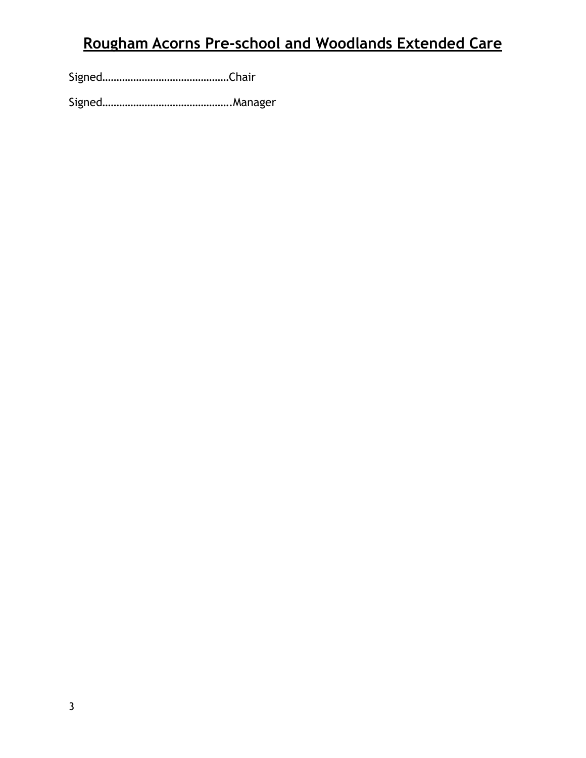# Rougham Acorns Pre-school and Woodlands Extended Care

Signed……………………………………Chair

Signed…………………………………….Manager